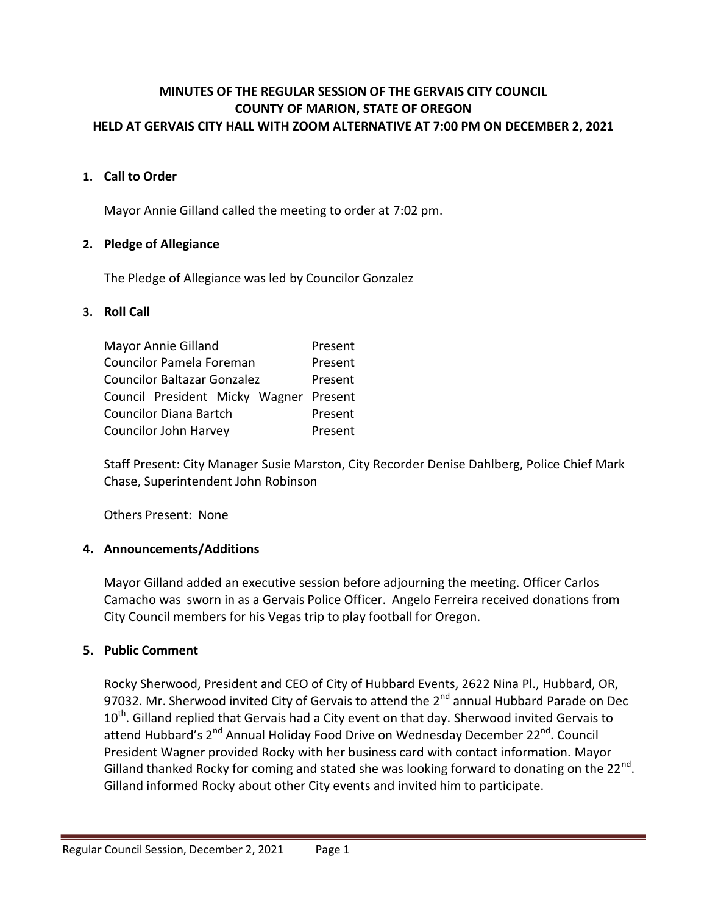# MINUTES OF THE REGULAR SESSION OF THE GERVAIS CITY COUNCIL
## COUNTY OF MARION, STATE OF OREGON
## HELD AT GERVAIS CITY HALL WITH ZOOM ALTERNATIVE AT 7:00 PM ON DECEMBER 2, 2021

**1. Call to Order**

Mayor Annie Gilland called the meeting to order at 7:02 pm.

**2. Pledge of Allegiance**

The Pledge of Allegiance was led by Councilor Gonzalez

**3. Roll Call**

| | |
|---|---|
| Mayor Annie Gilland | Present |
| Councilor Pamela Foreman | Present |
| Councilor Baltazar Gonzalez | Present |
| Council President Micky Wagner | Present |
| Councilor Diana Bartch | Present |
| Councilor John Harvey | Present |

Staff Present: City Manager Susie Marston, City Recorder Denise Dahlberg, Police Chief Mark Chase, Superintendent John Robinson

Others Present: None

**4. Announcements/Additions**

Mayor Gilland added an executive session before adjourning the meeting. Officer Carlos Camacho was sworn in as a Gervais Police Officer. Angelo Ferreira received donations from City Council members for his Vegas trip to play football for Oregon.

**5. Public Comment**

Rocky Sherwood, President and CEO of City of Hubbard Events, 2622 Nina Pl., Hubbard, OR, 97032. Mr. Sherwood invited City of Gervais to attend the 2nd annual Hubbard Parade on Dec 10th. Gilland replied that Gervais had a City event on that day. Sherwood invited Gervais to attend Hubbard's 2nd Annual Holiday Food Drive on Wednesday December 22nd. Council President Wagner provided Rocky with her business card with contact information. Mayor Gilland thanked Rocky for coming and stated she was looking forward to donating on the 22nd. Gilland informed Rocky about other City events and invited him to participate.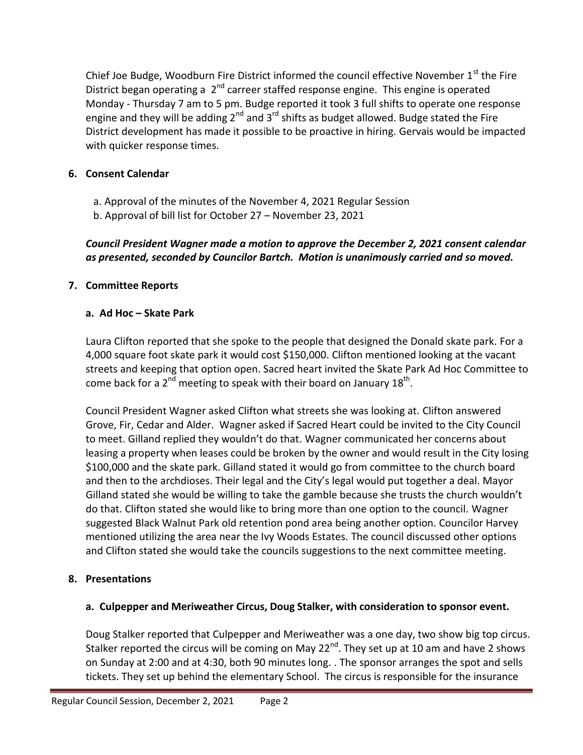Chief Joe Budge, Woodburn Fire District informed the council effective November 1st the Fire District began operating a 2nd carreer staffed response engine. This engine is operated Monday - Thursday 7 am to 5 pm. Budge reported it took 3 full shifts to operate one response engine and they will be adding 2nd and 3rd shifts as budget allowed. Budge stated the Fire District development has made it possible to be proactive in hiring. Gervais would be impacted with quicker response times.

## 6. Consent Calendar

a. Approval of the minutes of the November 4, 2021 Regular Session
b. Approval of bill list for October 27 – November 23, 2021

***Council President Wagner made a motion to approve the December 2, 2021 consent calendar as presented, seconded by Councilor Bartch. Motion is unanimously carried and so moved.***

## 7. Committee Reports

### a. Ad Hoc – Skate Park

Laura Clifton reported that she spoke to the people that designed the Donald skate park. For a 4,000 square foot skate park it would cost $150,000. Clifton mentioned looking at the vacant streets and keeping that option open. Sacred heart invited the Skate Park Ad Hoc Committee to come back for a 2nd meeting to speak with their board on January 18th.

Council President Wagner asked Clifton what streets she was looking at. Clifton answered Grove, Fir, Cedar and Alder. Wagner asked if Sacred Heart could be invited to the City Council to meet. Gilland replied they wouldn't do that. Wagner communicated her concerns about leasing a property when leases could be broken by the owner and would result in the City losing $100,000 and the skate park. Gilland stated it would go from committee to the church board and then to the archdioses. Their legal and the City's legal would put together a deal. Mayor Gilland stated she would be willing to take the gamble because she trusts the church wouldn't do that. Clifton stated she would like to bring more than one option to the council. Wagner suggested Black Walnut Park old retention pond area being another option. Councilor Harvey mentioned utilizing the area near the Ivy Woods Estates. The council discussed other options and Clifton stated she would take the councils suggestions to the next committee meeting.

## 8. Presentations

### a. Culpepper and Meriweather Circus, Doug Stalker, with consideration to sponsor event.

Doug Stalker reported that Culpepper and Meriweather was a one day, two show big top circus. Stalker reported the circus will be coming on May 22nd. They set up at 10 am and have 2 shows on Sunday at 2:00 and at 4:30, both 90 minutes long. . The sponsor arranges the spot and sells tickets. They set up behind the elementary School. The circus is responsible for the insurance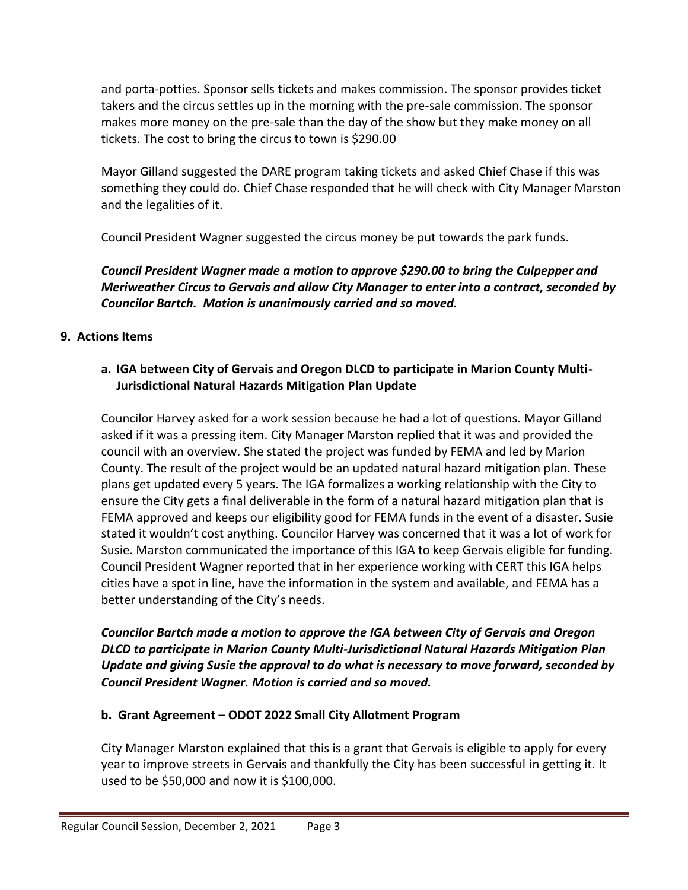and porta-potties. Sponsor sells tickets and makes commission. The sponsor provides ticket takers and the circus settles up in the morning with the pre-sale commission. The sponsor makes more money on the pre-sale than the day of the show but they make money on all tickets. The cost to bring the circus to town is $290.00

Mayor Gilland suggested the DARE program taking tickets and asked Chief Chase if this was something they could do. Chief Chase responded that he will check with City Manager Marston and the legalities of it.

Council President Wagner suggested the circus money be put towards the park funds.

***Council President Wagner made a motion to approve $290.00 to bring the Culpepper and Meriweather Circus to Gervais and allow City Manager to enter into a contract, seconded by Councilor Bartch. Motion is unanimously carried and so moved.***

## 9. Actions Items

### a. IGA between City of Gervais and Oregon DLCD to participate in Marion County Multi-Jurisdictional Natural Hazards Mitigation Plan Update

Councilor Harvey asked for a work session because he had a lot of questions. Mayor Gilland asked if it was a pressing item. City Manager Marston replied that it was and provided the council with an overview. She stated the project was funded by FEMA and led by Marion County. The result of the project would be an updated natural hazard mitigation plan. These plans get updated every 5 years. The IGA formalizes a working relationship with the City to ensure the City gets a final deliverable in the form of a natural hazard mitigation plan that is FEMA approved and keeps our eligibility good for FEMA funds in the event of a disaster. Susie stated it wouldn't cost anything. Councilor Harvey was concerned that it was a lot of work for Susie. Marston communicated the importance of this IGA to keep Gervais eligible for funding. Council President Wagner reported that in her experience working with CERT this IGA helps cities have a spot in line, have the information in the system and available, and FEMA has a better understanding of the City's needs.

***Councilor Bartch made a motion to approve the IGA between City of Gervais and Oregon DLCD to participate in Marion County Multi-Jurisdictional Natural Hazards Mitigation Plan Update and giving Susie the approval to do what is necessary to move forward, seconded by Council President Wagner. Motion is carried and so moved.***

### b. Grant Agreement – ODOT 2022 Small City Allotment Program

City Manager Marston explained that this is a grant that Gervais is eligible to apply for every year to improve streets in Gervais and thankfully the City has been successful in getting it. It used to be $50,000 and now it is $100,000.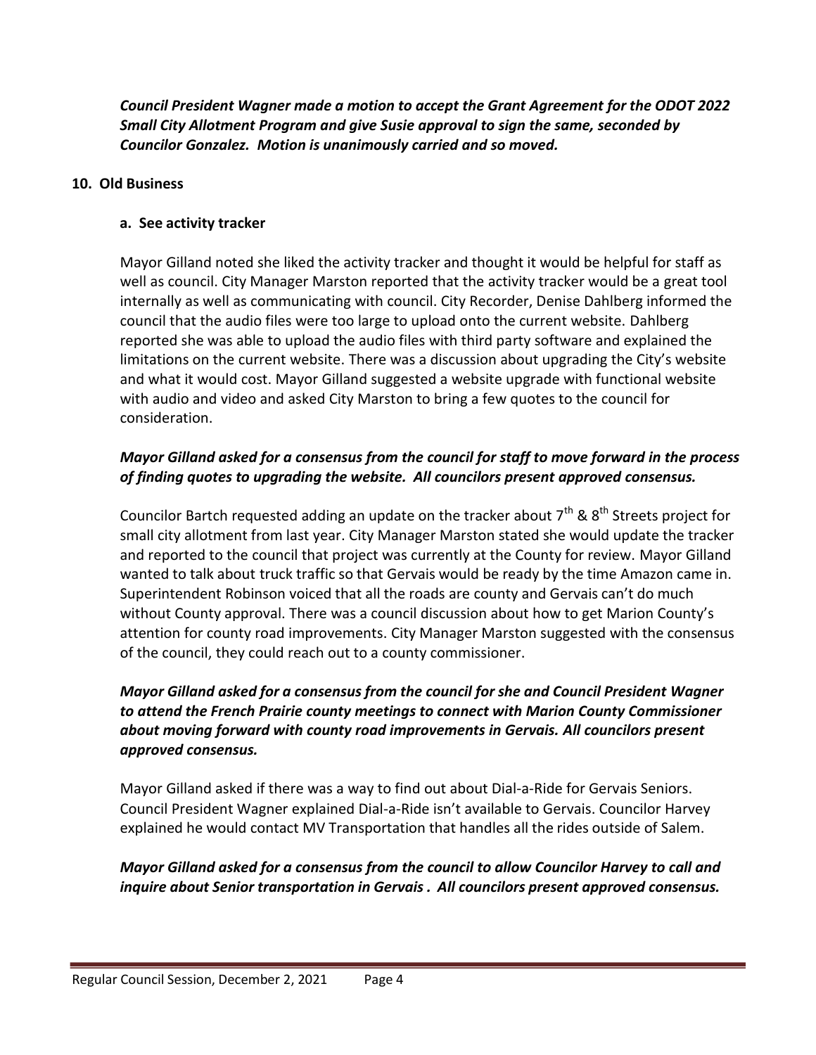***Council President Wagner made a motion to accept the Grant Agreement for the ODOT 2022 Small City Allotment Program and give Susie approval to sign the same, seconded by Councilor Gonzalez. Motion is unanimously carried and so moved.***

## 10. Old Business

### a. See activity tracker

Mayor Gilland noted she liked the activity tracker and thought it would be helpful for staff as well as council. City Manager Marston reported that the activity tracker would be a great tool internally as well as communicating with council. City Recorder, Denise Dahlberg informed the council that the audio files were too large to upload onto the current website. Dahlberg reported she was able to upload the audio files with third party software and explained the limitations on the current website. There was a discussion about upgrading the City's website and what it would cost. Mayor Gilland suggested a website upgrade with functional website with audio and video and asked City Marston to bring a few quotes to the council for consideration.

***Mayor Gilland asked for a consensus from the council for staff to move forward in the process of finding quotes to upgrading the website. All councilors present approved consensus.***

Councilor Bartch requested adding an update on the tracker about 7th & 8th Streets project for small city allotment from last year. City Manager Marston stated she would update the tracker and reported to the council that project was currently at the County for review. Mayor Gilland wanted to talk about truck traffic so that Gervais would be ready by the time Amazon came in. Superintendent Robinson voiced that all the roads are county and Gervais can't do much without County approval. There was a council discussion about how to get Marion County's attention for county road improvements. City Manager Marston suggested with the consensus of the council, they could reach out to a county commissioner.

***Mayor Gilland asked for a consensus from the council for she and Council President Wagner to attend the French Prairie county meetings to connect with Marion County Commissioner about moving forward with county road improvements in Gervais. All councilors present approved consensus.***

Mayor Gilland asked if there was a way to find out about Dial-a-Ride for Gervais Seniors. Council President Wagner explained Dial-a-Ride isn't available to Gervais. Councilor Harvey explained he would contact MV Transportation that handles all the rides outside of Salem.

***Mayor Gilland asked for a consensus from the council to allow Councilor Harvey to call and inquire about Senior transportation in Gervais . All councilors present approved consensus.***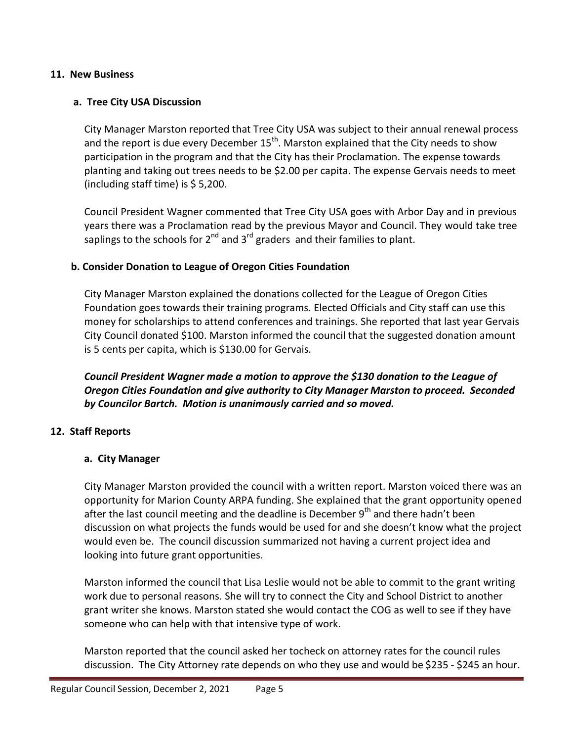## 11. New Business

### a. Tree City USA Discussion

City Manager Marston reported that Tree City USA was subject to their annual renewal process and the report is due every December 15th. Marston explained that the City needs to show participation in the program and that the City has their Proclamation. The expense towards planting and taking out trees needs to be $2.00 per capita. The expense Gervais needs to meet (including staff time) is $ 5,200.

Council President Wagner commented that Tree City USA goes with Arbor Day and in previous years there was a Proclamation read by the previous Mayor and Council. They would take tree saplings to the schools for 2nd and 3rd graders and their families to plant.

### b. Consider Donation to League of Oregon Cities Foundation

City Manager Marston explained the donations collected for the League of Oregon Cities Foundation goes towards their training programs. Elected Officials and City staff can use this money for scholarships to attend conferences and trainings. She reported that last year Gervais City Council donated $100. Marston informed the council that the suggested donation amount is 5 cents per capita, which is $130.00 for Gervais.

***Council President Wagner made a motion to approve the $130 donation to the League of Oregon Cities Foundation and give authority to City Manager Marston to proceed. Seconded by Councilor Bartch. Motion is unanimously carried and so moved.***

## 12. Staff Reports

### a. City Manager

City Manager Marston provided the council with a written report. Marston voiced there was an opportunity for Marion County ARPA funding. She explained that the grant opportunity opened after the last council meeting and the deadline is December 9th and there hadn't been discussion on what projects the funds would be used for and she doesn't know what the project would even be. The council discussion summarized not having a current project idea and looking into future grant opportunities.

Marston informed the council that Lisa Leslie would not be able to commit to the grant writing work due to personal reasons. She will try to connect the City and School District to another grant writer she knows. Marston stated she would contact the COG as well to see if they have someone who can help with that intensive type of work.

Marston reported that the council asked her tocheck on attorney rates for the council rules discussion. The City Attorney rate depends on who they use and would be $235 - $245 an hour.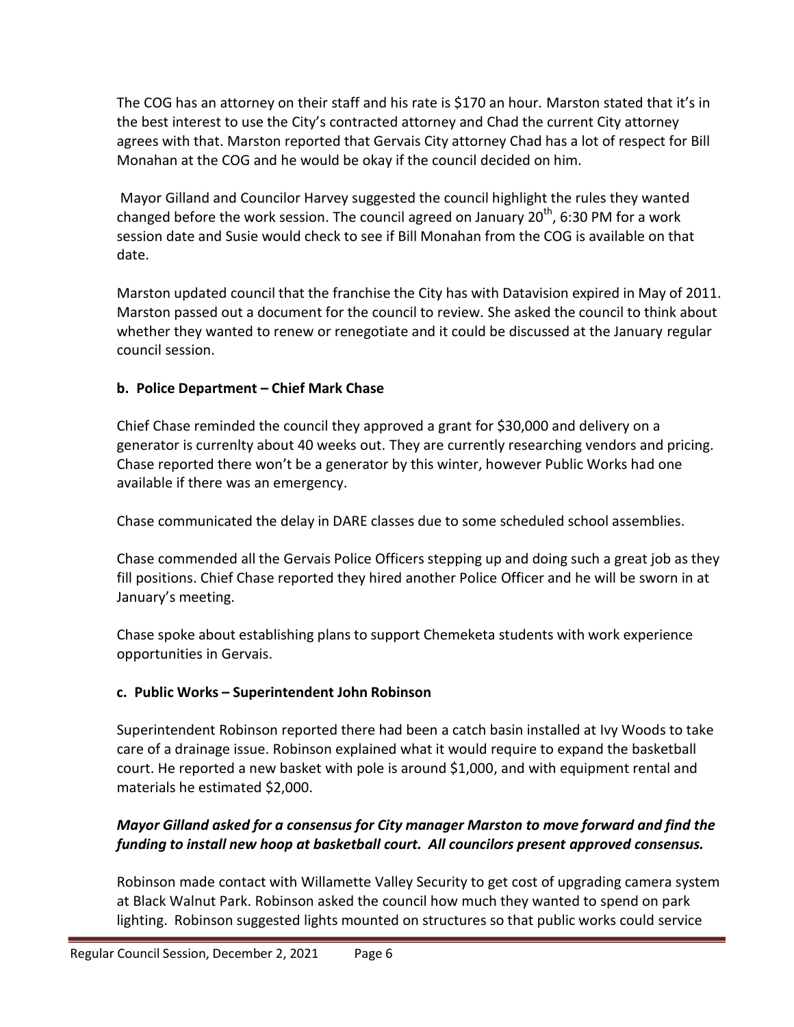The COG has an attorney on their staff and his rate is $170 an hour. Marston stated that it's in the best interest to use the City's contracted attorney and Chad the current City attorney agrees with that. Marston reported that Gervais City attorney Chad has a lot of respect for Bill Monahan at the COG and he would be okay if the council decided on him.

Mayor Gilland and Councilor Harvey suggested the council highlight the rules they wanted changed before the work session. The council agreed on January 20th, 6:30 PM for a work session date and Susie would check to see if Bill Monahan from the COG is available on that date.

Marston updated council that the franchise the City has with Datavision expired in May of 2011. Marston passed out a document for the council to review. She asked the council to think about whether they wanted to renew or renegotiate and it could be discussed at the January regular council session.

**b. Police Department – Chief Mark Chase**

Chief Chase reminded the council they approved a grant for $30,000 and delivery on a generator is currenlty about 40 weeks out. They are currently researching vendors and pricing. Chase reported there won't be a generator by this winter, however Public Works had one available if there was an emergency.

Chase communicated the delay in DARE classes due to some scheduled school assemblies.

Chase commended all the Gervais Police Officers stepping up and doing such a great job as they fill positions. Chief Chase reported they hired another Police Officer and he will be sworn in at January's meeting.

Chase spoke about establishing plans to support Chemeketa students with work experience opportunities in Gervais.

**c. Public Works – Superintendent John Robinson**

Superintendent Robinson reported there had been a catch basin installed at Ivy Woods to take care of a drainage issue. Robinson explained what it would require to expand the basketball court. He reported a new basket with pole is around $1,000, and with equipment rental and materials he estimated $2,000.

***Mayor Gilland asked for a consensus for City manager Marston to move forward and find the funding to install new hoop at basketball court. All councilors present approved consensus.***

Robinson made contact with Willamette Valley Security to get cost of upgrading camera system at Black Walnut Park. Robinson asked the council how much they wanted to spend on park lighting. Robinson suggested lights mounted on structures so that public works could service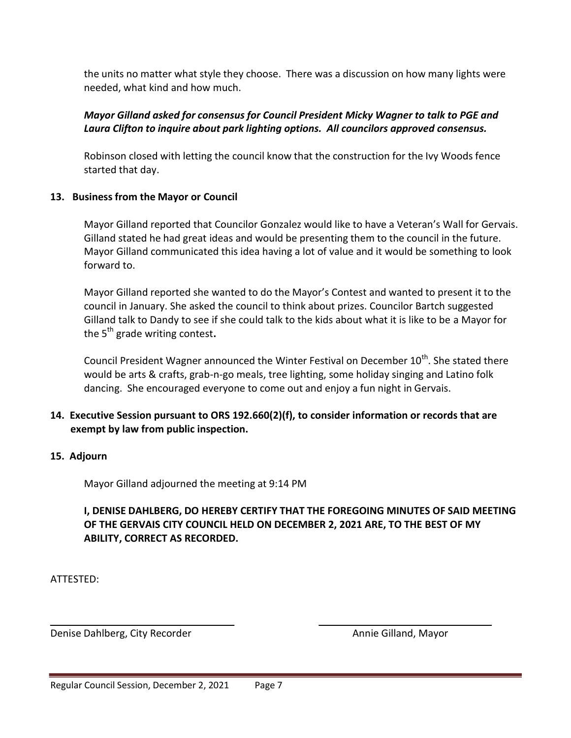the units no matter what style they choose. There was a discussion on how many lights were needed, what kind and how much.

***Mayor Gilland asked for consensus for Council President Micky Wagner to talk to PGE and Laura Clifton to inquire about park lighting options. All councilors approved consensus.***

Robinson closed with letting the council know that the construction for the Ivy Woods fence started that day.

**13. Business from the Mayor or Council**

Mayor Gilland reported that Councilor Gonzalez would like to have a Veteran's Wall for Gervais. Gilland stated he had great ideas and would be presenting them to the council in the future. Mayor Gilland communicated this idea having a lot of value and it would be something to look forward to.

Mayor Gilland reported she wanted to do the Mayor's Contest and wanted to present it to the council in January. She asked the council to think about prizes. Councilor Bartch suggested Gilland talk to Dandy to see if she could talk to the kids about what it is like to be a Mayor for the 5th grade writing contest**.**

Council President Wagner announced the Winter Festival on December 10th. She stated there would be arts & crafts, grab-n-go meals, tree lighting, some holiday singing and Latino folk dancing. She encouraged everyone to come out and enjoy a fun night in Gervais.

**14. Executive Session pursuant to ORS 192.660(2)(f), to consider information or records that are exempt by law from public inspection.**

**15. Adjourn**

Mayor Gilland adjourned the meeting at 9:14 PM

**I, DENISE DAHLBERG, DO HEREBY CERTIFY THAT THE FOREGOING MINUTES OF SAID MEETING OF THE GERVAIS CITY COUNCIL HELD ON DECEMBER 2, 2021 ARE, TO THE BEST OF MY ABILITY, CORRECT AS RECORDED.**

ATTESTED:

Denise Dahlberg, City Recorder

Annie Gilland, Mayor